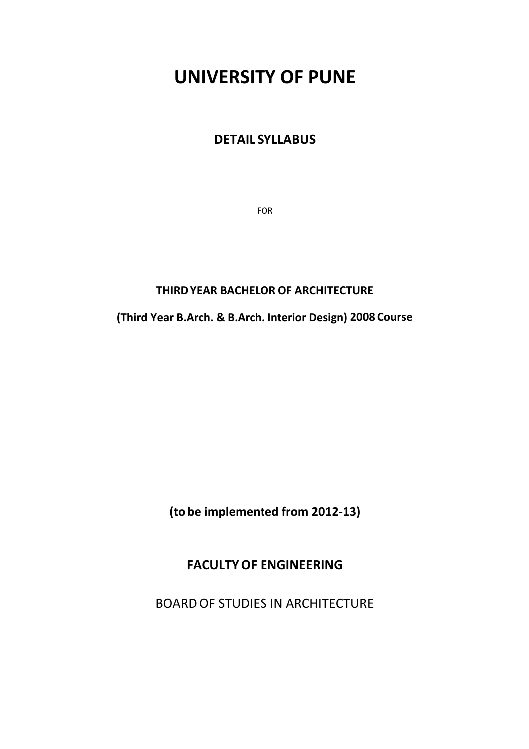# UNIVERSITY OF PUNE

## DETAIL SYLLABUS

FOR

**THIRD YEAR BACHELOR OF ARCHITECTURE**

**(Third Year B.Arch. & B.Arch. Interior Design) 2008 Course**

**(to be implemented from 2012-13)**

## FACULTY OF ENGINEERING

BOARD OF STUDIES IN ARCHITECTURE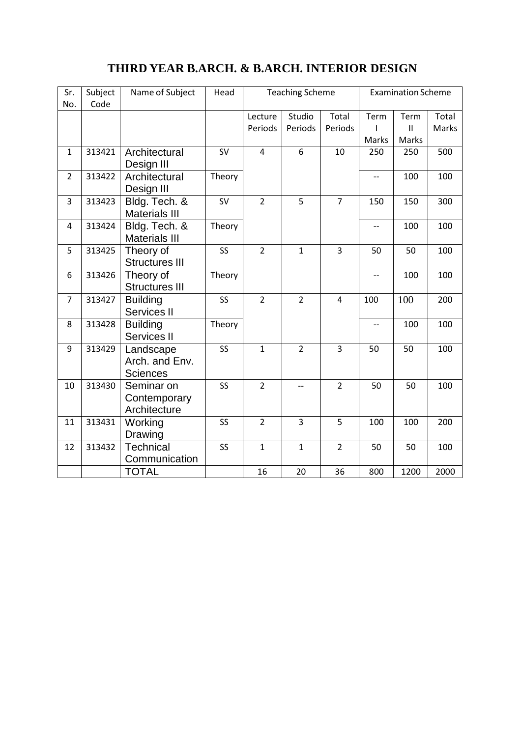# THIRD YEAR B.ARCH. & B.ARCH. INTERIOR DESIGN

| Sr. No. | Subject Code | Name of Subject | Head | Teaching Scheme | | | Examination Scheme | | |
|---|---|---|---|---|---|---|---|---|---|
| | | | | Lecture Periods | Studio Periods | Total Periods | Term I Marks | Term II Marks | Total Marks |
| 1 | 313421 | Architectural Design III | SV | 4 | 6 | 10 | 250 | 250 | 500 |
| 2 | 313422 | Architectural Design III | Theory | | | | -- | 100 | 100 |
| 3 | 313423 | Bldg. Tech. & Materials III | SV | 2 | 5 | 7 | 150 | 150 | 300 |
| 4 | 313424 | Bldg. Tech. & Materials III | Theory | | | | -- | 100 | 100 |
| 5 | 313425 | Theory of Structures III | SS | 2 | 1 | 3 | 50 | 50 | 100 |
| 6 | 313426 | Theory of Structures III | Theory | | | | -- | 100 | 100 |
| 7 | 313427 | Building Services II | SS | 2 | 2 | 4 | 100 | 100 | 200 |
| 8 | 313428 | Building Services II | Theory | | | | -- | 100 | 100 |
| 9 | 313429 | Landscape Arch. and Env. Sciences | SS | 1 | 2 | 3 | 50 | 50 | 100 |
| 10 | 313430 | Seminar on Contemporary Architecture | SS | 2 | -- | 2 | 50 | 50 | 100 |
| 11 | 313431 | Working Drawing | SS | 2 | 3 | 5 | 100 | 100 | 200 |
| 12 | 313432 | Technical Communication | SS | 1 | 1 | 2 | 50 | 50 | 100 |
| | | TOTAL | | 16 | 20 | 36 | 800 | 1200 | 2000 |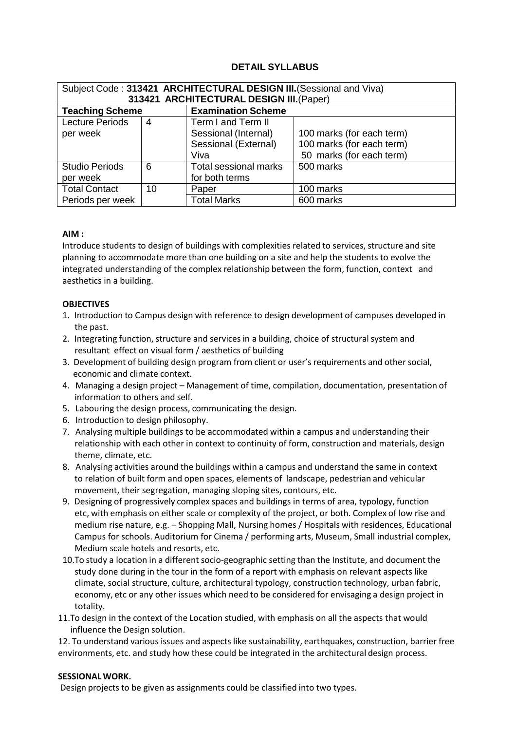## DETAIL SYLLABUS

| Subject Code : **313421 ARCHITECTURAL DESIGN III.**(Sessional and Viva)<br>**313421 ARCHITECTURAL DESIGN III.**(Paper) | | | |
|---|---|---|---|
| **Teaching Scheme** | | **Examination Scheme** | |
| Lecture Periods per week | 4 | Term I and Term II<br>Sessional (Internal)<br>Sessional (External)<br>Viva | <br>100 marks (for each term)<br>100 marks (for each term)<br>50 marks (for each term) |
| Studio Periods per week | 6 | Total sessional marks for both terms | 500 marks |
| Total Contact Periods per week | 10 | Paper | 100 marks |
| | | Total Marks | 600 marks |

**AIM :**

Introduce students to design of buildings with complexities related to services, structure and site planning to accommodate more than one building on a site and help the students to evolve the integrated understanding of the complex relationship between the form, function, context and aesthetics in a building.

**OBJECTIVES**

1. Introduction to Campus design with reference to design development of campuses developed in the past.
2. Integrating function, structure and services in a building, choice of structural system and resultant effect on visual form / aesthetics of building
3. Development of building design program from client or user's requirements and other social, economic and climate context.
4. Managing a design project – Management of time, compilation, documentation, presentation of information to others and self.
5. Labouring the design process, communicating the design.
6. Introduction to design philosophy.
7. Analysing multiple buildings to be accommodated within a campus and understanding their relationship with each other in context to continuity of form, construction and materials, design theme, climate, etc.
8. Analysing activities around the buildings within a campus and understand the same in context to relation of built form and open spaces, elements of landscape, pedestrian and vehicular movement, their segregation, managing sloping sites, contours, etc.
9. Designing of progressively complex spaces and buildings in terms of area, typology, function etc, with emphasis on either scale or complexity of the project, or both. Complex of low rise and medium rise nature, e.g. – Shopping Mall, Nursing homes / Hospitals with residences, Educational Campus for schools. Auditorium for Cinema / performing arts, Museum, Small industrial complex, Medium scale hotels and resorts, etc.
10. To study a location in a different socio-geographic setting than the Institute, and document the study done during in the tour in the form of a report with emphasis on relevant aspects like climate, social structure, culture, architectural typology, construction technology, urban fabric, economy, etc or any other issues which need to be considered for envisaging a design project in totality.
11. To design in the context of the Location studied, with emphasis on all the aspects that would influence the Design solution.
12. To understand various issues and aspects like sustainability, earthquakes, construction, barrier free environments, etc. and study how these could be integrated in the architectural design process.

**SESSIONAL WORK.**

Design projects to be given as assignments could be classified into two types.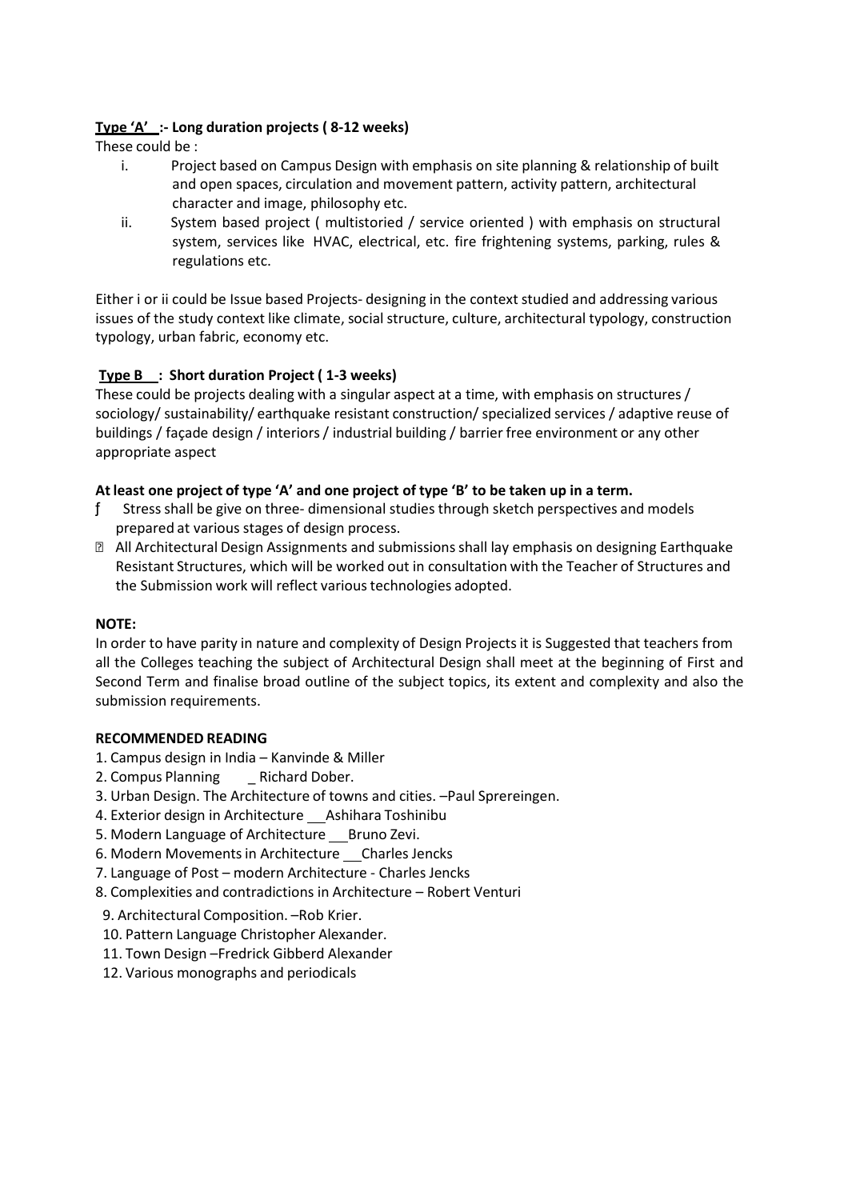**<u>Type 'A'</u> :- Long duration projects ( 8-12 weeks)**

These could be :

i. Project based on Campus Design with emphasis on site planning & relationship of built and open spaces, circulation and movement pattern, activity pattern, architectural character and image, philosophy etc.

ii. System based project ( multistoried / service oriented ) with emphasis on structural system, services like HVAC, electrical, etc. fire frightening systems, parking, rules & regulations etc.

Either i or ii could be Issue based Projects- designing in the context studied and addressing various issues of the study context like climate, social structure, culture, architectural typology, construction typology, urban fabric, economy etc.

**<u>Type B</u> : Short duration Project ( 1-3 weeks)**

These could be projects dealing with a singular aspect at a time, with emphasis on structures / sociology/ sustainability/ earthquake resistant construction/ specialized services / adaptive reuse of buildings / façade design / interiors / industrial building / barrier free environment or any other appropriate aspect

**At least one project of type 'A' and one project of type 'B' to be taken up in a term.**

- Stress shall be give on three- dimensional studies through sketch perspectives and models prepared at various stages of design process.
- All Architectural Design Assignments and submissions shall lay emphasis on designing Earthquake Resistant Structures, which will be worked out in consultation with the Teacher of Structures and the Submission work will reflect various technologies adopted.

**NOTE:**

In order to have parity in nature and complexity of Design Projects it is Suggested that teachers from all the Colleges teaching the subject of Architectural Design shall meet at the beginning of First and Second Term and finalise broad outline of the subject topics, its extent and complexity and also the submission requirements.

**RECOMMENDED READING**

1. Campus design in India – Kanvinde & Miller
2. Compus Planning _ Richard Dober.
3. Urban Design. The Architecture of towns and cities. –Paul Sprereingen.
4. Exterior design in Architecture __Ashihara Toshinibu
5. Modern Language of Architecture __Bruno Zevi.
6. Modern Movements in Architecture __Charles Jencks
7. Language of Post – modern Architecture - Charles Jencks
8. Complexities and contradictions in Architecture – Robert Venturi
9. Architectural Composition. –Rob Krier.
10. Pattern Language Christopher Alexander.
11. Town Design –Fredrick Gibberd Alexander
12. Various monographs and periodicals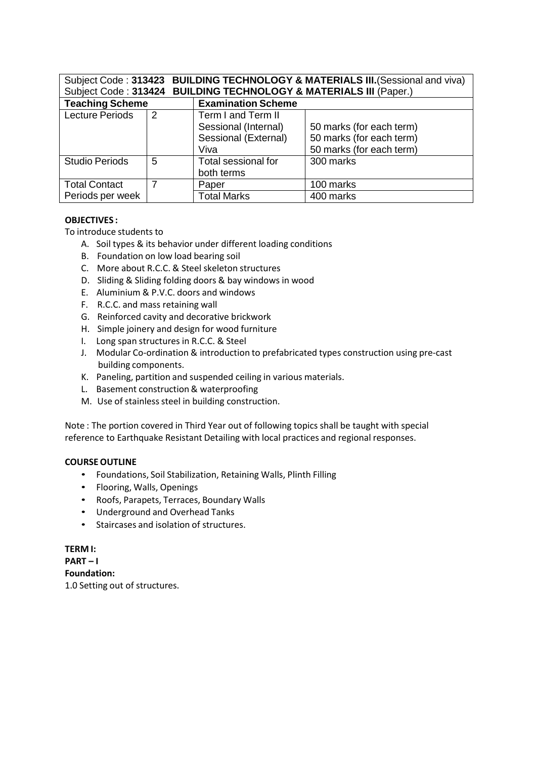| Subject Code : **313423 BUILDING TECHNOLOGY & MATERIALS III.**(Sessional and viva) | | | |
|---|---|---|---|
| Subject Code : **313424 BUILDING TECHNOLOGY & MATERIALS III** (Paper.) | | | |
| **Teaching Scheme** | | **Examination Scheme** | |
| Lecture Periods | 2 | Term I and Term II<br>Sessional (Internal)<br>Sessional (External)<br>Viva | <br>50 marks (for each term)<br>50 marks (for each term)<br>50 marks (for each term) |
| Studio Periods | 5 | Total sessional for both terms | 300 marks |
| Total Contact Periods per week | 7 | Paper | 100 marks |
| | | Total Marks | 400 marks |

**OBJECTIVES :**

To introduce students to

A. Soil types & its behavior under different loading conditions
B. Foundation on low load bearing soil
C. More about R.C.C. & Steel skeleton structures
D. Sliding & Sliding folding doors & bay windows in wood
E. Aluminium & P.V.C. doors and windows
F. R.C.C. and mass retaining wall
G. Reinforced cavity and decorative brickwork
H. Simple joinery and design for wood furniture
I. Long span structures in R.C.C. & Steel
J. Modular Co-ordination & introduction to prefabricated types construction using pre-cast building components.
K. Paneling, partition and suspended ceiling in various materials.
L. Basement construction & waterproofing
M. Use of stainless steel in building construction.

Note : The portion covered in Third Year out of following topics shall be taught with special reference to Earthquake Resistant Detailing with local practices and regional responses.

**COURSE OUTLINE**

- Foundations, Soil Stabilization, Retaining Walls, Plinth Filling
- Flooring, Walls, Openings
- Roofs, Parapets, Terraces, Boundary Walls
- Underground and Overhead Tanks
- Staircases and isolation of structures.

**TERM I:**

**PART – I**

**Foundation:**

1.0 Setting out of structures.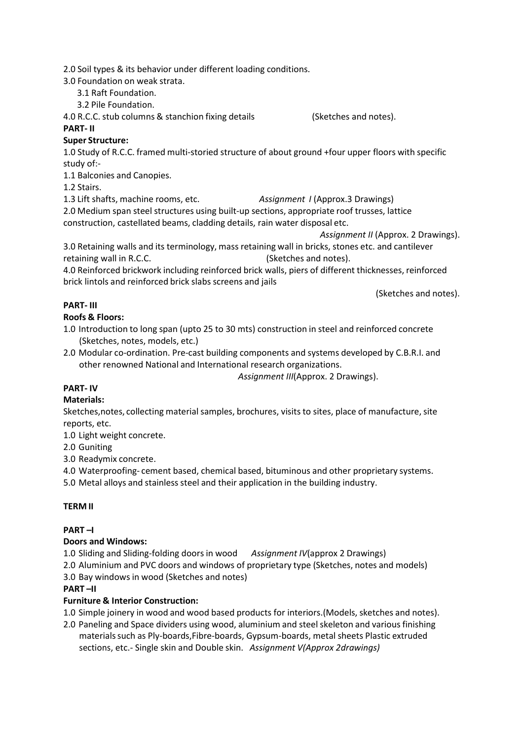2.0 Soil types & its behavior under different loading conditions.

3.0 Foundation on weak strata.

3.1 Raft Foundation.

3.2 Pile Foundation.

4.0 R.C.C. stub columns & stanchion fixing details (Sketches and notes).

**PART- II**

**Super Structure:**

1.0 Study of R.C.C. framed multi-storied structure of about ground +four upper floors with specific study of:-

1.1 Balconies and Canopies.

1.2 Stairs.

1.3 Lift shafts, machine rooms, etc. *Assignment I* (Approx.3 Drawings)

2.0 Medium span steel structures using built-up sections, appropriate roof trusses, lattice construction, castellated beams, cladding details, rain water disposal etc.

*Assignment II* (Approx. 2 Drawings).

3.0 Retaining walls and its terminology, mass retaining wall in bricks, stones etc. and cantilever retaining wall in R.C.C. (Sketches and notes).

4.0 Reinforced brickwork including reinforced brick walls, piers of different thicknesses, reinforced brick lintols and reinforced brick slabs screens and jails

(Sketches and notes).

**PART- III**

**Roofs & Floors:**

1.0 Introduction to long span (upto 25 to 30 mts) construction in steel and reinforced concrete (Sketches, notes, models, etc.)

2.0 Modular co-ordination. Pre-cast building components and systems developed by C.B.R.I. and other renowned National and International research organizations.

*Assignment III*(Approx. 2 Drawings).

**PART- IV**

**Materials:**

Sketches,notes, collecting material samples, brochures, visits to sites, place of manufacture, site reports, etc.

1.0 Light weight concrete.

2.0 Guniting

3.0 Readymix concrete.

4.0 Waterproofing- cement based, chemical based, bituminous and other proprietary systems.

5.0 Metal alloys and stainless steel and their application in the building industry.

**TERM II**

**PART –I**

**Doors and Windows:**

1.0 Sliding and Sliding-folding doors in wood *Assignment IV*(approx 2 Drawings)

2.0 Aluminium and PVC doors and windows of proprietary type (Sketches, notes and models)

3.0 Bay windows in wood (Sketches and notes)

**PART –II**

**Furniture & Interior Construction:**

1.0 Simple joinery in wood and wood based products for interiors.(Models, sketches and notes).

2.0 Paneling and Space dividers using wood, aluminium and steel skeleton and various finishing materials such as Ply-boards,Fibre-boards, Gypsum-boards, metal sheets Plastic extruded sections, etc.- Single skin and Double skin. *Assignment V(Approx 2drawings)*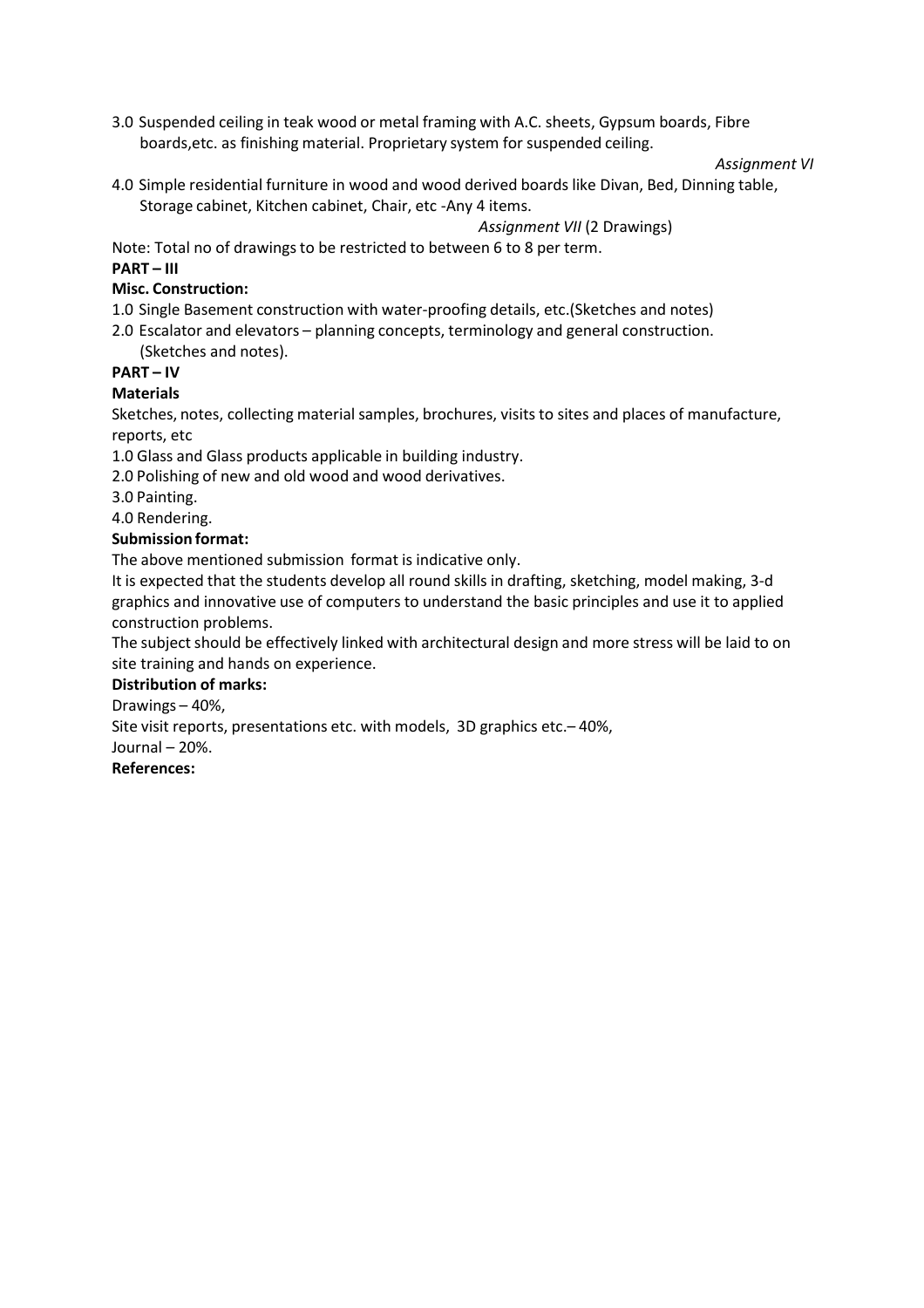3.0 Suspended ceiling in teak wood or metal framing with A.C. sheets, Gypsum boards, Fibre boards,etc. as finishing material. Proprietary system for suspended ceiling.

*Assignment VI*

4.0 Simple residential furniture in wood and wood derived boards like Divan, Bed, Dinning table, Storage cabinet, Kitchen cabinet, Chair, etc -Any 4 items.

*Assignment VII* (2 Drawings)

Note: Total no of drawings to be restricted to between 6 to 8 per term.

**PART – III**

**Misc. Construction:**

1.0 Single Basement construction with water-proofing details, etc.(Sketches and notes)

2.0 Escalator and elevators – planning concepts, terminology and general construction. (Sketches and notes).

**PART – IV**

**Materials**

Sketches, notes, collecting material samples, brochures, visits to sites and places of manufacture, reports, etc

1.0 Glass and Glass products applicable in building industry.

2.0 Polishing of new and old wood and wood derivatives.

3.0 Painting.

4.0 Rendering.

**Submission format:**

The above mentioned submission format is indicative only.

It is expected that the students develop all round skills in drafting, sketching, model making, 3-d graphics and innovative use of computers to understand the basic principles and use it to applied construction problems.

The subject should be effectively linked with architectural design and more stress will be laid to on site training and hands on experience.

**Distribution of marks:**

Drawings – 40%,

Site visit reports, presentations etc. with models, 3D graphics etc.– 40%,

Journal – 20%.

**References:**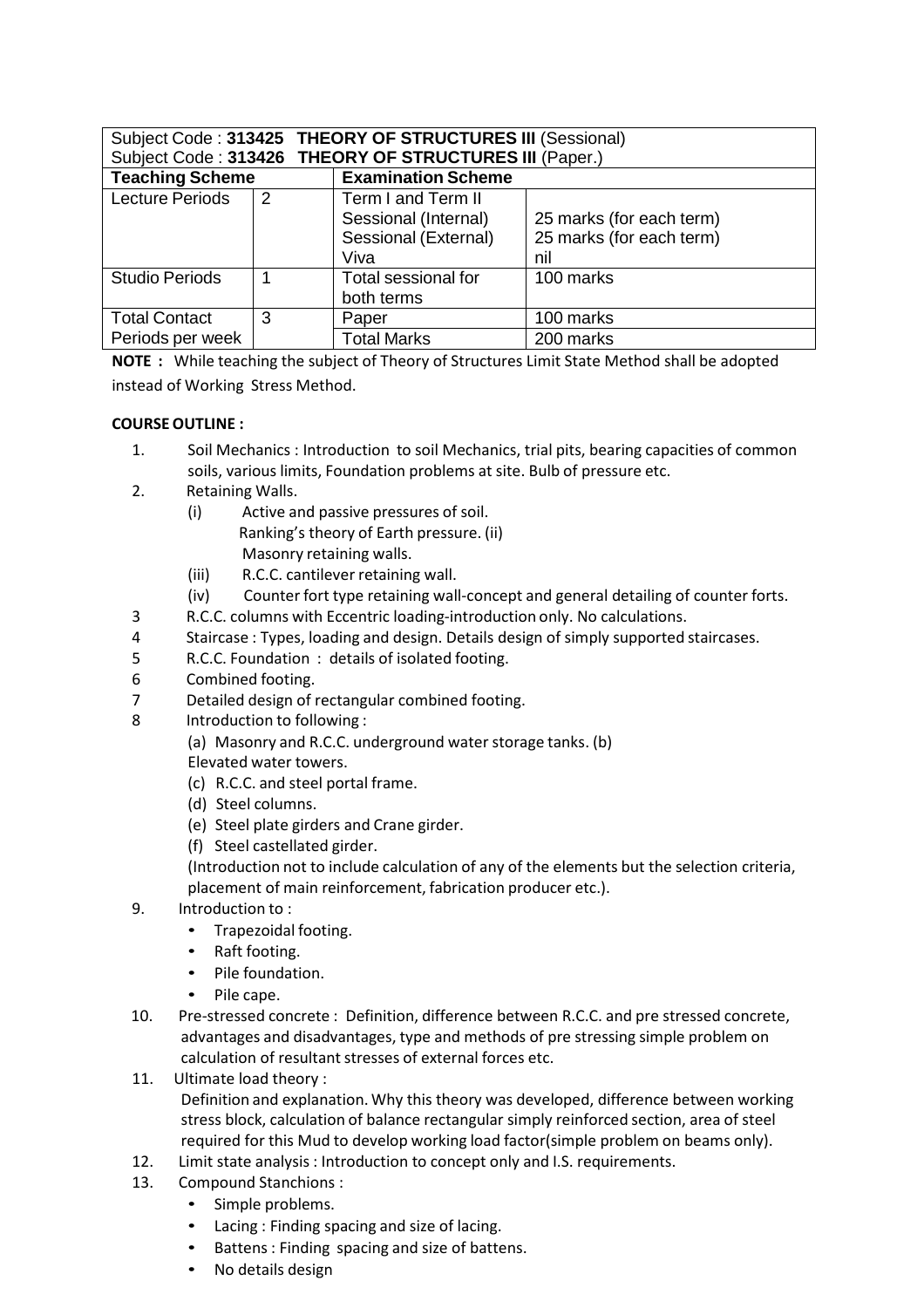| Subject Code : **313425 THEORY OF STRUCTURES III** (Sessional) | | | |
|---|---|---|---|
| Subject Code : **313426 THEORY OF STRUCTURES III** (Paper.) | | | |
| **Teaching Scheme** | | **Examination Scheme** | |
| Lecture Periods | 2 | Term I and Term II<br>Sessional (Internal)<br>Sessional (External)<br>Viva | <br>25 marks (for each term)<br>25 marks (for each term)<br>nil |
| Studio Periods | 1 | Total sessional for both terms | 100 marks |
| Total Contact Periods per week | 3 | Paper | 100 marks |
| | | Total Marks | 200 marks |

**NOTE :** While teaching the subject of Theory of Structures Limit State Method shall be adopted instead of Working Stress Method.

**COURSE OUTLINE :**

1. Soil Mechanics : Introduction to soil Mechanics, trial pits, bearing capacities of common soils, various limits, Foundation problems at site. Bulb of pressure etc.
2. Retaining Walls.
   (i) Active and passive pressures of soil. Ranking's theory of Earth pressure. (ii) Masonry retaining walls.
   (iii) R.C.C. cantilever retaining wall.
   (iv) Counter fort type retaining wall-concept and general detailing of counter forts.
3. R.C.C. columns with Eccentric loading-introduction only. No calculations.
4. Staircase : Types, loading and design. Details design of simply supported staircases.
5. R.C.C. Foundation : details of isolated footing.
6. Combined footing.
7. Detailed design of rectangular combined footing.
8. Introduction to following :
   (a) Masonry and R.C.C. underground water storage tanks. (b) Elevated water towers.
   (c) R.C.C. and steel portal frame.
   (d) Steel columns.
   (e) Steel plate girders and Crane girder.
   (f) Steel castellated girder.
   (Introduction not to include calculation of any of the elements but the selection criteria, placement of main reinforcement, fabrication producer etc.).
9. Introduction to :
   - Trapezoidal footing.
   - Raft footing.
   - Pile foundation.
   - Pile cape.
10. Pre-stressed concrete : Definition, difference between R.C.C. and pre stressed concrete, advantages and disadvantages, type and methods of pre stressing simple problem on calculation of resultant stresses of external forces etc.
11. Ultimate load theory :
    Definition and explanation. Why this theory was developed, difference between working stress block, calculation of balance rectangular simply reinforced section, area of steel required for this Mud to develop working load factor(simple problem on beams only).
12. Limit state analysis : Introduction to concept only and I.S. requirements.
13. Compound Stanchions :
    - Simple problems.
    - Lacing : Finding spacing and size of lacing.
    - Battens : Finding spacing and size of battens.
    - No details design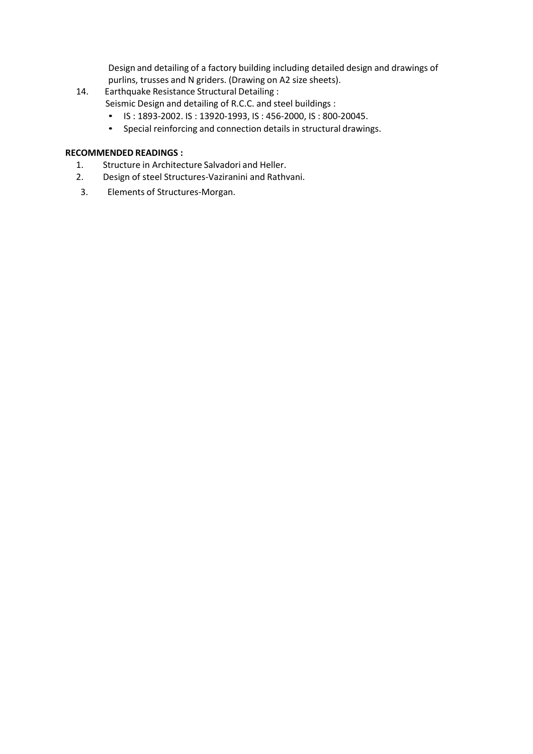Design and detailing of a factory building including detailed design and drawings of purlins, trusses and N griders. (Drawing on A2 size sheets).

14. Earthquake Resistance Structural Detailing :
    Seismic Design and detailing of R.C.C. and steel buildings :
    - IS : 1893-2002. IS : 13920-1993, IS : 456-2000, IS : 800-20045.
    - Special reinforcing and connection details in structural drawings.

**RECOMMENDED READINGS :**

1. Structure in Architecture Salvadori and Heller.
2. Design of steel Structures-Vaziranini and Rathvani.
3. Elements of Structures-Morgan.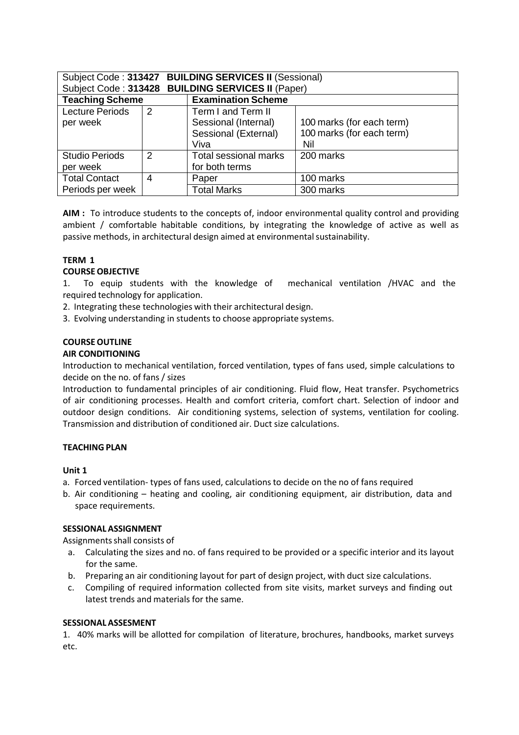| Subject Code : **313427 BUILDING SERVICES II** (Sessional) | | | |
|---|---|---|---|
| Subject Code : **313428 BUILDING SERVICES II** (Paper) | | | |
| **Teaching Scheme** | | **Examination Scheme** | |
| Lecture Periods per week | 2 | Term I and Term II<br>Sessional (Internal)<br>Sessional (External)<br>Viva | <br>100 marks (for each term)<br>100 marks (for each term)<br>Nil |
| Studio Periods per week | 2 | Total sessional marks for both terms | 200 marks |
| Total Contact Periods per week | 4 | Paper | 100 marks |
| | | Total Marks | 300 marks |

**AIM :** To introduce students to the concepts of, indoor environmental quality control and providing ambient / comfortable habitable conditions, by integrating the knowledge of active as well as passive methods, in architectural design aimed at environmental sustainability.

**TERM 1**

**COURSE OBJECTIVE**

1. To equip students with the knowledge of mechanical ventilation /HVAC and the required technology for application.
2. Integrating these technologies with their architectural design.
3. Evolving understanding in students to choose appropriate systems.

**COURSE OUTLINE**

**AIR CONDITIONING**

Introduction to mechanical ventilation, forced ventilation, types of fans used, simple calculations to decide on the no. of fans / sizes

Introduction to fundamental principles of air conditioning. Fluid flow, Heat transfer. Psychometrics of air conditioning processes. Health and comfort criteria, comfort chart. Selection of indoor and outdoor design conditions. Air conditioning systems, selection of systems, ventilation for cooling. Transmission and distribution of conditioned air. Duct size calculations.

**TEACHING PLAN**

**Unit 1**

a. Forced ventilation- types of fans used, calculations to decide on the no of fans required
b. Air conditioning – heating and cooling, air conditioning equipment, air distribution, data and space requirements.

**SESSIONAL ASSIGNMENT**

Assignments shall consists of

a. Calculating the sizes and no. of fans required to be provided or a specific interior and its layout for the same.
b. Preparing an air conditioning layout for part of design project, with duct size calculations.
c. Compiling of required information collected from site visits, market surveys and finding out latest trends and materials for the same.

**SESSIONAL ASSESMENT**

1. 40% marks will be allotted for compilation of literature, brochures, handbooks, market surveys etc.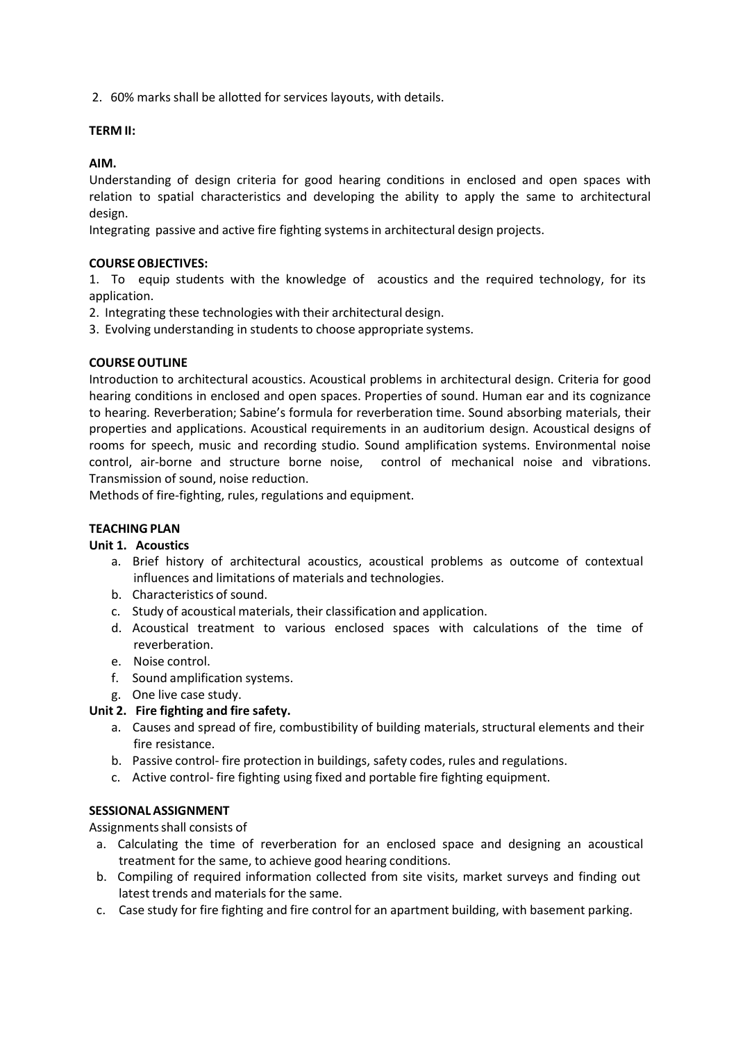2. 60% marks shall be allotted for services layouts, with details.

**TERM II:**

**AIM.**

Understanding of design criteria for good hearing conditions in enclosed and open spaces with relation to spatial characteristics and developing the ability to apply the same to architectural design.

Integrating passive and active fire fighting systems in architectural design projects.

**COURSE OBJECTIVES:**

1. To equip students with the knowledge of acoustics and the required technology, for its application.
2. Integrating these technologies with their architectural design.
3. Evolving understanding in students to choose appropriate systems.

**COURSE OUTLINE**

Introduction to architectural acoustics. Acoustical problems in architectural design. Criteria for good hearing conditions in enclosed and open spaces. Properties of sound. Human ear and its cognizance to hearing. Reverberation; Sabine's formula for reverberation time. Sound absorbing materials, their properties and applications. Acoustical requirements in an auditorium design. Acoustical designs of rooms for speech, music and recording studio. Sound amplification systems. Environmental noise control, air-borne and structure borne noise, control of mechanical noise and vibrations. Transmission of sound, noise reduction.

Methods of fire-fighting, rules, regulations and equipment.

**TEACHING PLAN**

**Unit 1. Acoustics**

a. Brief history of architectural acoustics, acoustical problems as outcome of contextual influences and limitations of materials and technologies.
b. Characteristics of sound.
c. Study of acoustical materials, their classification and application.
d. Acoustical treatment to various enclosed spaces with calculations of the time of reverberation.
e. Noise control.
f. Sound amplification systems.
g. One live case study.

**Unit 2. Fire fighting and fire safety.**

a. Causes and spread of fire, combustibility of building materials, structural elements and their fire resistance.
b. Passive control- fire protection in buildings, safety codes, rules and regulations.
c. Active control- fire fighting using fixed and portable fire fighting equipment.

**SESSIONAL ASSIGNMENT**

Assignments shall consists of

a. Calculating the time of reverberation for an enclosed space and designing an acoustical treatment for the same, to achieve good hearing conditions.
b. Compiling of required information collected from site visits, market surveys and finding out latest trends and materials for the same.
c. Case study for fire fighting and fire control for an apartment building, with basement parking.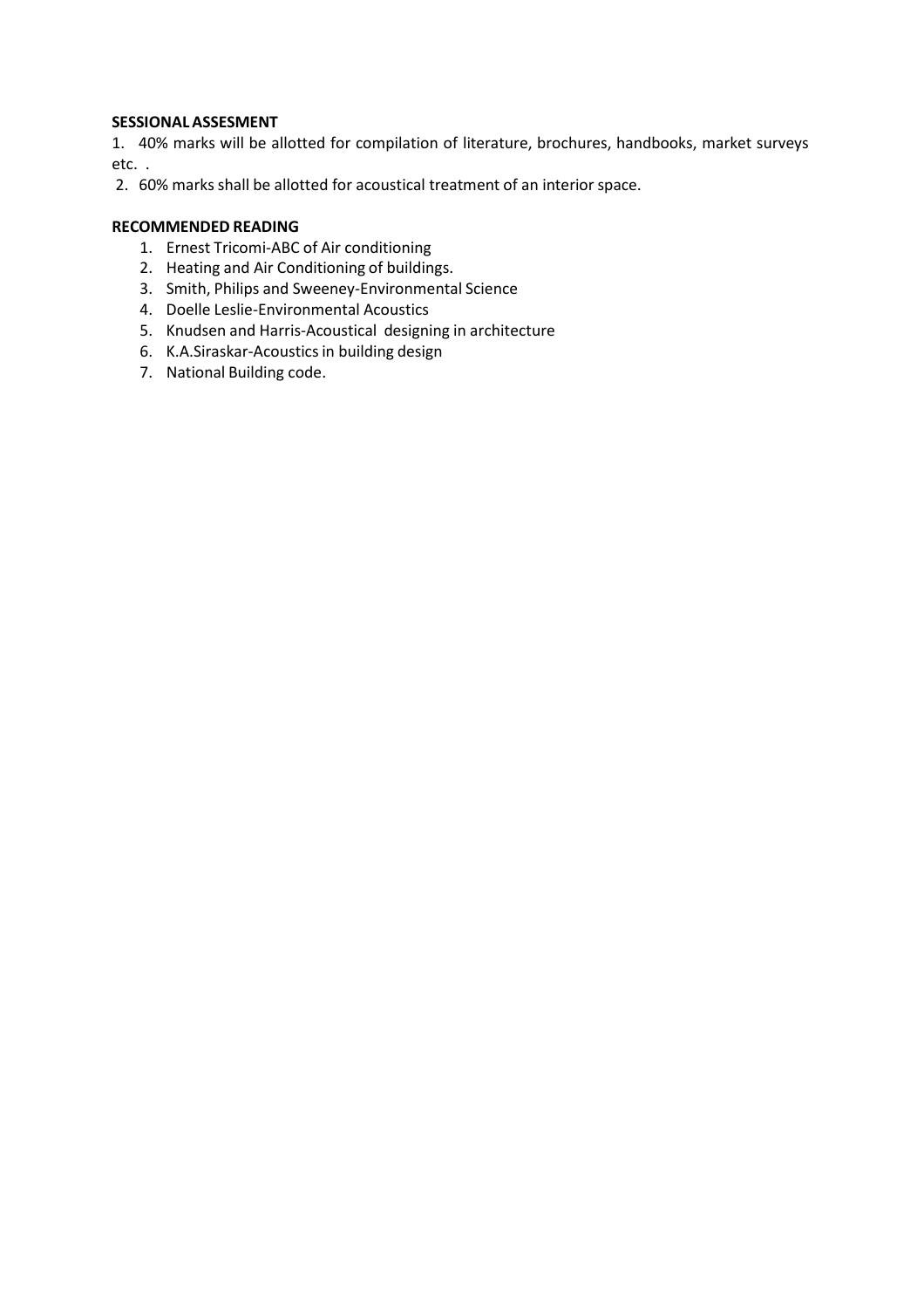**SESSIONAL ASSESMENT**

1. 40% marks will be allotted for compilation of literature, brochures, handbooks, market surveys etc. .
2. 60% marks shall be allotted for acoustical treatment of an interior space.

**RECOMMENDED READING**

1. Ernest Tricomi-ABC of Air conditioning
2. Heating and Air Conditioning of buildings.
3. Smith, Philips and Sweeney-Environmental Science
4. Doelle Leslie-Environmental Acoustics
5. Knudsen and Harris-Acoustical designing in architecture
6. K.A.Siraskar-Acoustics in building design
7. National Building code.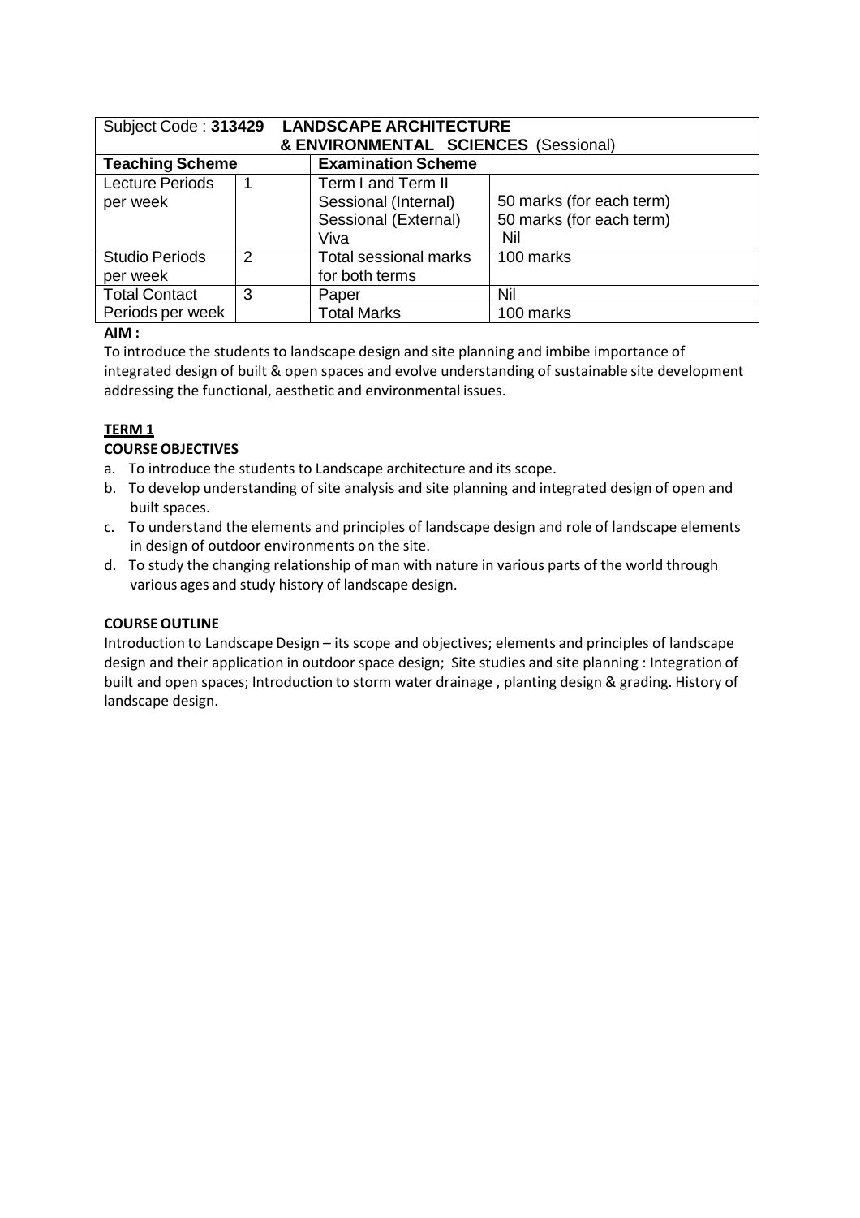| Subject Code : **313429 LANDSCAPE ARCHITECTURE & ENVIRONMENTAL SCIENCES** (Sessional) | | | |
|---|---|---|---|
| **Teaching Scheme** | | **Examination Scheme** | |
| Lecture Periods per week | 1 | Term I and Term II<br>Sessional (Internal)<br>Sessional (External)<br>Viva | <br>50 marks (for each term)<br>50 marks (for each term)<br>Nil |
| Studio Periods per week | 2 | Total sessional marks for both terms | 100 marks |
| Total Contact Periods per week | 3 | Paper | Nil |
| | | Total Marks | 100 marks |

**AIM :**

To introduce the students to landscape design and site planning and imbibe importance of integrated design of built & open spaces and evolve understanding of sustainable site development addressing the functional, aesthetic and environmental issues.

**TERM 1**

**COURSE OBJECTIVES**

a. To introduce the students to Landscape architecture and its scope.
b. To develop understanding of site analysis and site planning and integrated design of open and built spaces.
c. To understand the elements and principles of landscape design and role of landscape elements in design of outdoor environments on the site.
d. To study the changing relationship of man with nature in various parts of the world through various ages and study history of landscape design.

**COURSE OUTLINE**

Introduction to Landscape Design – its scope and objectives; elements and principles of landscape design and their application in outdoor space design; Site studies and site planning : Integration of built and open spaces; Introduction to storm water drainage , planting design & grading. History of landscape design.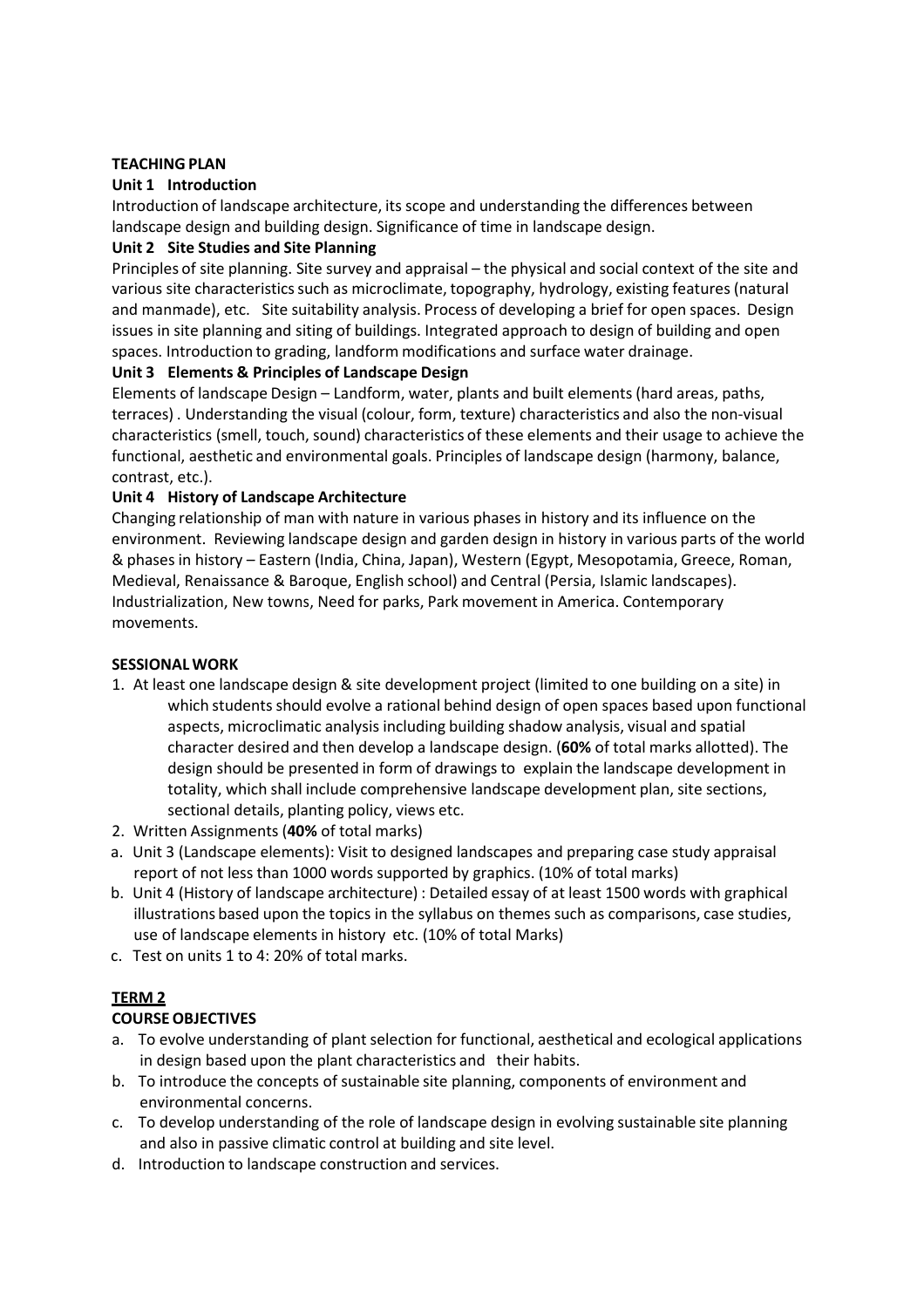**TEACHING PLAN**

**Unit 1 Introduction**

Introduction of landscape architecture, its scope and understanding the differences between landscape design and building design. Significance of time in landscape design.

**Unit 2 Site Studies and Site Planning**

Principles of site planning. Site survey and appraisal – the physical and social context of the site and various site characteristics such as microclimate, topography, hydrology, existing features (natural and manmade), etc. Site suitability analysis. Process of developing a brief for open spaces. Design issues in site planning and siting of buildings. Integrated approach to design of building and open spaces. Introduction to grading, landform modifications and surface water drainage.

**Unit 3 Elements & Principles of Landscape Design**

Elements of landscape Design – Landform, water, plants and built elements (hard areas, paths, terraces) . Understanding the visual (colour, form, texture) characteristics and also the non-visual characteristics (smell, touch, sound) characteristics of these elements and their usage to achieve the functional, aesthetic and environmental goals. Principles of landscape design (harmony, balance, contrast, etc.).

**Unit 4 History of Landscape Architecture**

Changing relationship of man with nature in various phases in history and its influence on the environment. Reviewing landscape design and garden design in history in various parts of the world & phases in history – Eastern (India, China, Japan), Western (Egypt, Mesopotamia, Greece, Roman, Medieval, Renaissance & Baroque, English school) and Central (Persia, Islamic landscapes). Industrialization, New towns, Need for parks, Park movement in America. Contemporary movements.

**SESSIONAL WORK**

1. At least one landscape design & site development project (limited to one building on a site) in which students should evolve a rational behind design of open spaces based upon functional aspects, microclimatic analysis including building shadow analysis, visual and spatial character desired and then develop a landscape design. (**60%** of total marks allotted). The design should be presented in form of drawings to explain the landscape development in totality, which shall include comprehensive landscape development plan, site sections, sectional details, planting policy, views etc.
2. Written Assignments (**40%** of total marks)

a. Unit 3 (Landscape elements): Visit to designed landscapes and preparing case study appraisal report of not less than 1000 words supported by graphics. (10% of total marks)

b. Unit 4 (History of landscape architecture) : Detailed essay of at least 1500 words with graphical illustrations based upon the topics in the syllabus on themes such as comparisons, case studies, use of landscape elements in history etc. (10% of total Marks)

c. Test on units 1 to 4: 20% of total marks.

## <u>TERM 2</u>

**COURSE OBJECTIVES**

a. To evolve understanding of plant selection for functional, aesthetical and ecological applications in design based upon the plant characteristics and their habits.

b. To introduce the concepts of sustainable site planning, components of environment and environmental concerns.

c. To develop understanding of the role of landscape design in evolving sustainable site planning and also in passive climatic control at building and site level.

d. Introduction to landscape construction and services.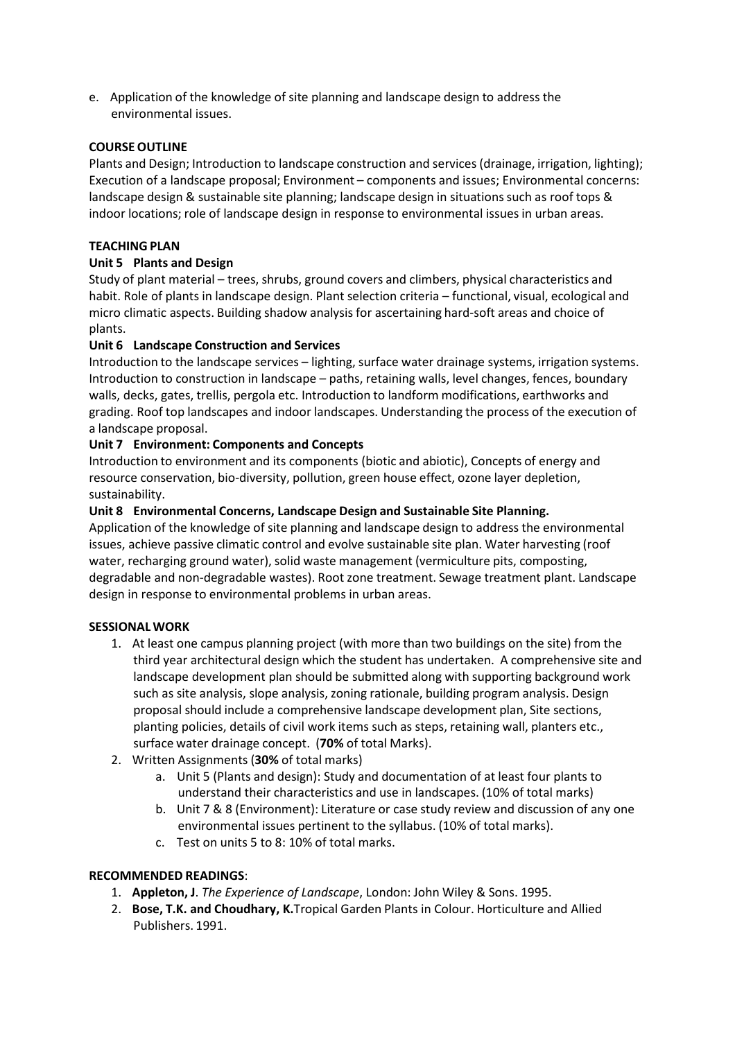e. Application of the knowledge of site planning and landscape design to address the environmental issues.

**COURSE OUTLINE**

Plants and Design; Introduction to landscape construction and services (drainage, irrigation, lighting); Execution of a landscape proposal; Environment – components and issues; Environmental concerns: landscape design & sustainable site planning; landscape design in situations such as roof tops & indoor locations; role of landscape design in response to environmental issues in urban areas.

**TEACHING PLAN**

**Unit 5 Plants and Design**

Study of plant material – trees, shrubs, ground covers and climbers, physical characteristics and habit. Role of plants in landscape design. Plant selection criteria – functional, visual, ecological and micro climatic aspects. Building shadow analysis for ascertaining hard-soft areas and choice of plants.

**Unit 6 Landscape Construction and Services**

Introduction to the landscape services – lighting, surface water drainage systems, irrigation systems. Introduction to construction in landscape – paths, retaining walls, level changes, fences, boundary walls, decks, gates, trellis, pergola etc. Introduction to landform modifications, earthworks and grading. Roof top landscapes and indoor landscapes. Understanding the process of the execution of a landscape proposal.

**Unit 7 Environment: Components and Concepts**

Introduction to environment and its components (biotic and abiotic), Concepts of energy and resource conservation, bio-diversity, pollution, green house effect, ozone layer depletion, sustainability.

**Unit 8 Environmental Concerns, Landscape Design and Sustainable Site Planning.**

Application of the knowledge of site planning and landscape design to address the environmental issues, achieve passive climatic control and evolve sustainable site plan. Water harvesting (roof water, recharging ground water), solid waste management (vermiculture pits, composting, degradable and non-degradable wastes). Root zone treatment. Sewage treatment plant. Landscape design in response to environmental problems in urban areas.

**SESSIONAL WORK**

1. At least one campus planning project (with more than two buildings on the site) from the third year architectural design which the student has undertaken. A comprehensive site and landscape development plan should be submitted along with supporting background work such as site analysis, slope analysis, zoning rationale, building program analysis. Design proposal should include a comprehensive landscape development plan, Site sections, planting policies, details of civil work items such as steps, retaining wall, planters etc., surface water drainage concept. (**70%** of total Marks).
2. Written Assignments (**30%** of total marks)
   a. Unit 5 (Plants and design): Study and documentation of at least four plants to understand their characteristics and use in landscapes. (10% of total marks)
   b. Unit 7 & 8 (Environment): Literature or case study review and discussion of any one environmental issues pertinent to the syllabus. (10% of total marks).
   c. Test on units 5 to 8: 10% of total marks.

**RECOMMENDED READINGS**:

1. **Appleton, J**. *The Experience of Landscape*, London: John Wiley & Sons. 1995.
2. **Bose, T.K. and Choudhary, K.**Tropical Garden Plants in Colour. Horticulture and Allied Publishers. 1991.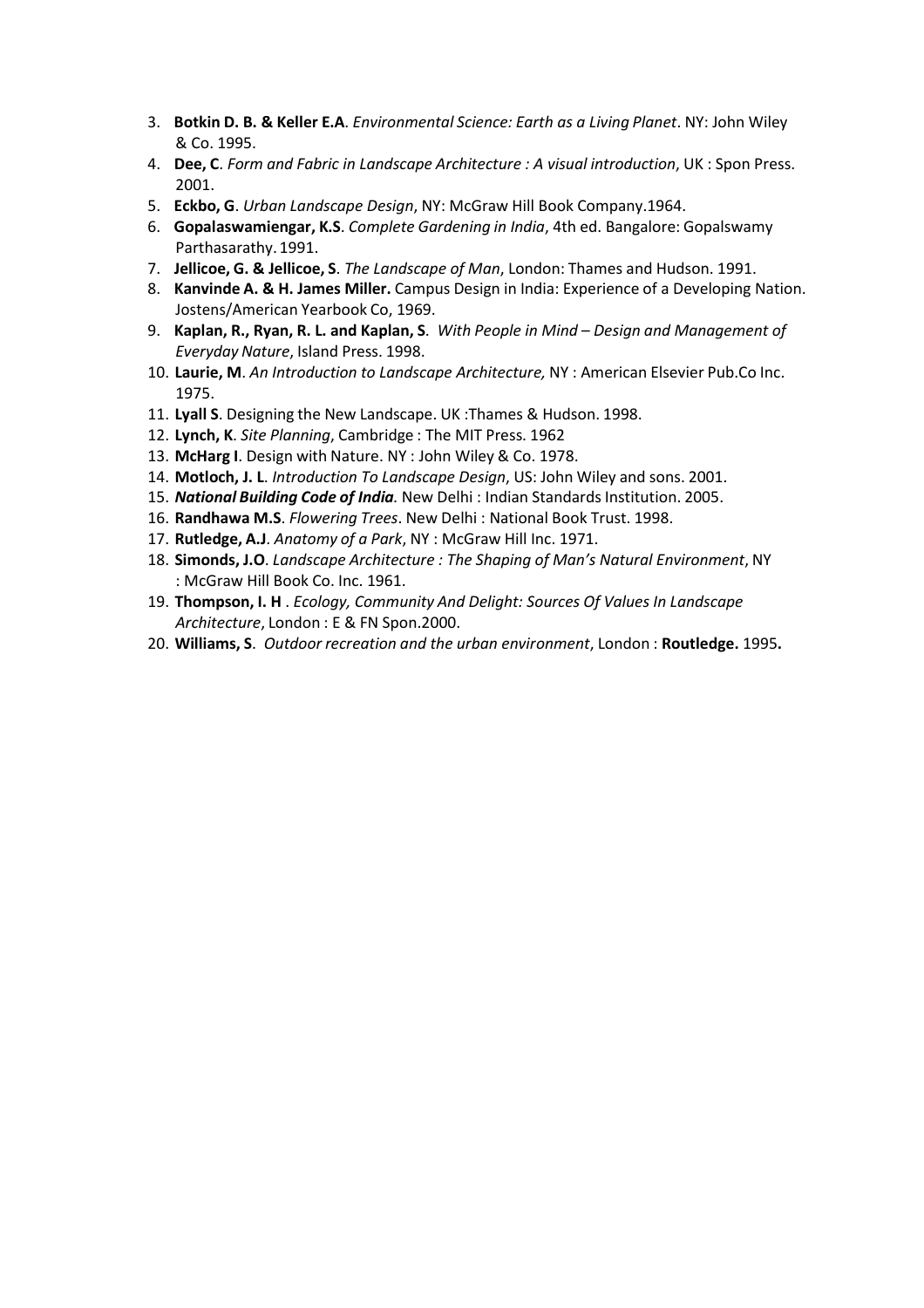3. **Botkin D. B. & Keller E.A**. *Environmental Science: Earth as a Living Planet*. NY: John Wiley & Co. 1995.
4. **Dee, C**. *Form and Fabric in Landscape Architecture : A visual introduction*, UK : Spon Press. 2001.
5. **Eckbo, G**. *Urban Landscape Design*, NY: McGraw Hill Book Company.1964.
6. **Gopalaswamiengar, K.S**. *Complete Gardening in India*, 4th ed. Bangalore: Gopalswamy Parthasarathy. 1991.
7. **Jellicoe, G. & Jellicoe, S**. *The Landscape of Man*, London: Thames and Hudson. 1991.
8. **Kanvinde A. & H. James Miller.** Campus Design in India: Experience of a Developing Nation. Jostens/American Yearbook Co, 1969.
9. **Kaplan, R., Ryan, R. L. and Kaplan, S**. *With People in Mind – Design and Management of Everyday Nature*, Island Press. 1998.
10. **Laurie, M**. *An Introduction to Landscape Architecture,* NY : American Elsevier Pub.Co Inc. 1975.
11. **Lyall S**. Designing the New Landscape. UK :Thames & Hudson. 1998.
12. **Lynch, K**. *Site Planning*, Cambridge : The MIT Press. 1962
13. **McHarg I**. Design with Nature. NY : John Wiley & Co. 1978.
14. **Motloch, J. L**. *Introduction To Landscape Design*, US: John Wiley and sons. 2001.
15. ***National Building Code of India.*** New Delhi : Indian Standards Institution. 2005.
16. **Randhawa M.S**. *Flowering Trees*. New Delhi : National Book Trust. 1998.
17. **Rutledge, A.J**. *Anatomy of a Park*, NY : McGraw Hill Inc. 1971.
18. **Simonds, J.O**. *Landscape Architecture : The Shaping of Man's Natural Environment*, NY : McGraw Hill Book Co. Inc. 1961.
19. **Thompson, I. H** . *Ecology, Community And Delight: Sources Of Values In Landscape Architecture*, London : E & FN Spon.2000.
20. **Williams, S**. *Outdoor recreation and the urban environment*, London : **Routledge.** 1995**.**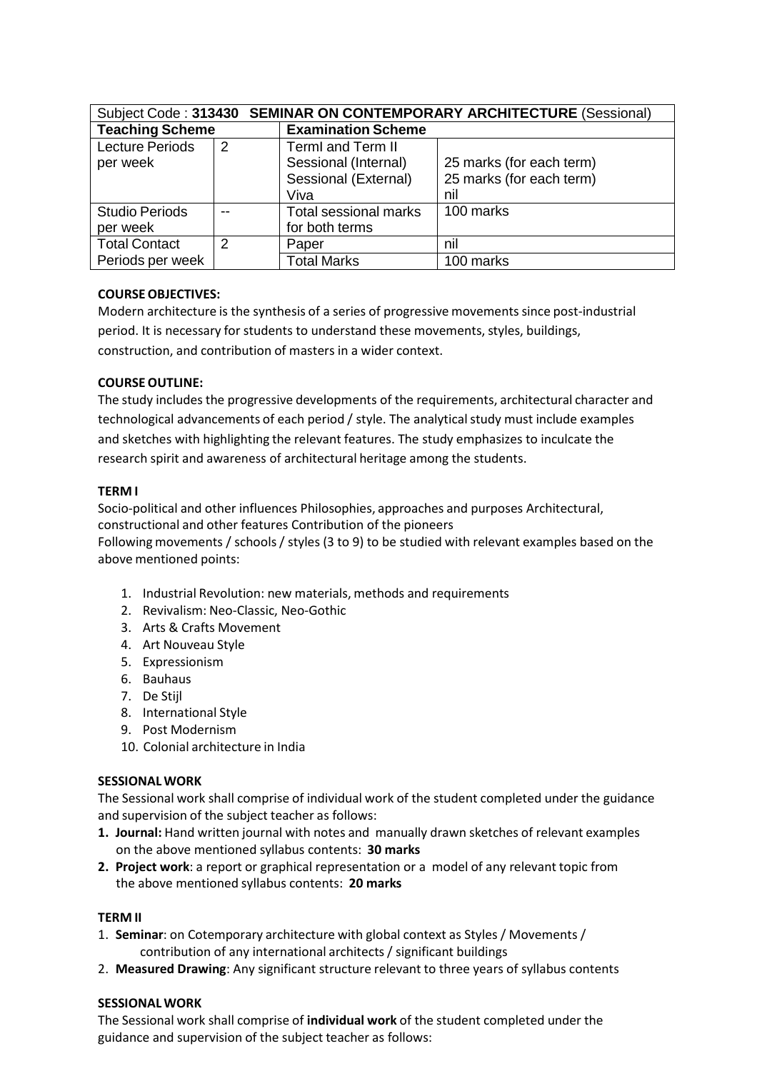| Subject Code : **313430 SEMINAR ON CONTEMPORARY ARCHITECTURE** (Sessional) | | | |
|---|---|---|---|
| **Teaching Scheme** | | **Examination Scheme** | |
| Lecture Periods per week | 2 | TermI and Term II<br>Sessional (Internal)<br>Sessional (External)<br>Viva | <br>25 marks (for each term)<br>25 marks (for each term)<br>nil |
| Studio Periods per week | -- | Total sessional marks for both terms | 100 marks |
| Total Contact Periods per week | 2 | Paper | nil |
| | | Total Marks | 100 marks |

**COURSE OBJECTIVES:**

Modern architecture is the synthesis of a series of progressive movements since post-industrial period. It is necessary for students to understand these movements, styles, buildings, construction, and contribution of masters in a wider context.

**COURSE OUTLINE:**

The study includes the progressive developments of the requirements, architectural character and technological advancements of each period / style. The analytical study must include examples and sketches with highlighting the relevant features. The study emphasizes to inculcate the research spirit and awareness of architectural heritage among the students.

**TERM I**

Socio-political and other influences Philosophies, approaches and purposes Architectural, constructional and other features Contribution of the pioneers

Following movements / schools / styles (3 to 9) to be studied with relevant examples based on the above mentioned points:

1. Industrial Revolution: new materials, methods and requirements
2. Revivalism: Neo-Classic, Neo-Gothic
3. Arts & Crafts Movement
4. Art Nouveau Style
5. Expressionism
6. Bauhaus
7. De Stijl
8. International Style
9. Post Modernism
10. Colonial architecture in India

**SESSIONAL WORK**

The Sessional work shall comprise of individual work of the student completed under the guidance and supervision of the subject teacher as follows:

1. **Journal:** Hand written journal with notes and manually drawn sketches of relevant examples on the above mentioned syllabus contents: **30 marks**
2. **Project work**: a report or graphical representation or a model of any relevant topic from the above mentioned syllabus contents: **20 marks**

**TERM II**

1. **Seminar**: on Cotemporary architecture with global context as Styles / Movements / contribution of any international architects / significant buildings
2. **Measured Drawing**: Any significant structure relevant to three years of syllabus contents

**SESSIONAL WORK**

The Sessional work shall comprise of **individual work** of the student completed under the guidance and supervision of the subject teacher as follows: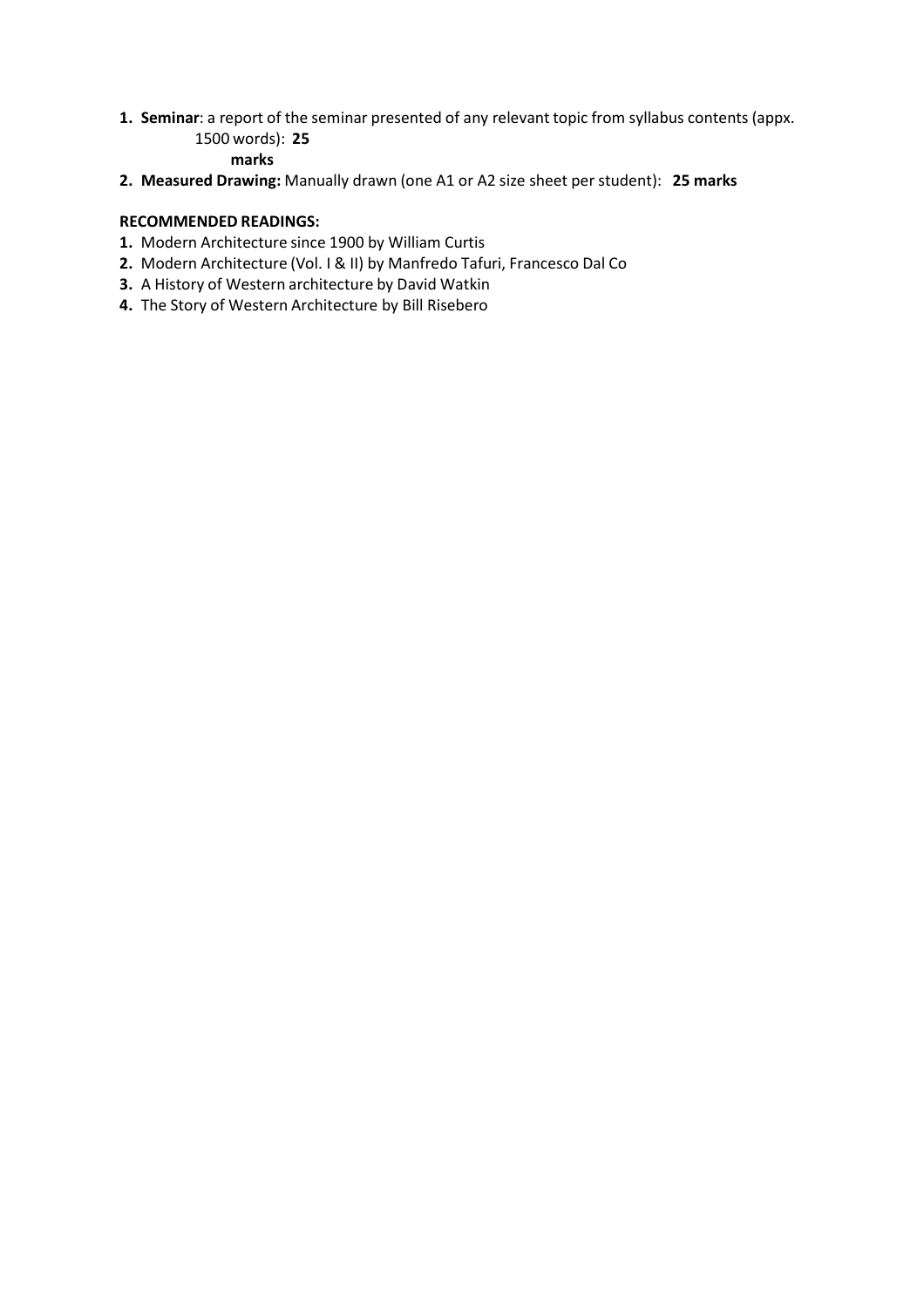1. **Seminar**: a report of the seminar presented of any relevant topic from syllabus contents (appx. 1500 words): **25 marks**
2. **Measured Drawing:** Manually drawn (one A1 or A2 size sheet per student): **25 marks**

**RECOMMENDED READINGS:**

1. Modern Architecture since 1900 by William Curtis
2. Modern Architecture (Vol. I & II) by Manfredo Tafuri, Francesco Dal Co
3. A History of Western architecture by David Watkin
4. The Story of Western Architecture by Bill Risebero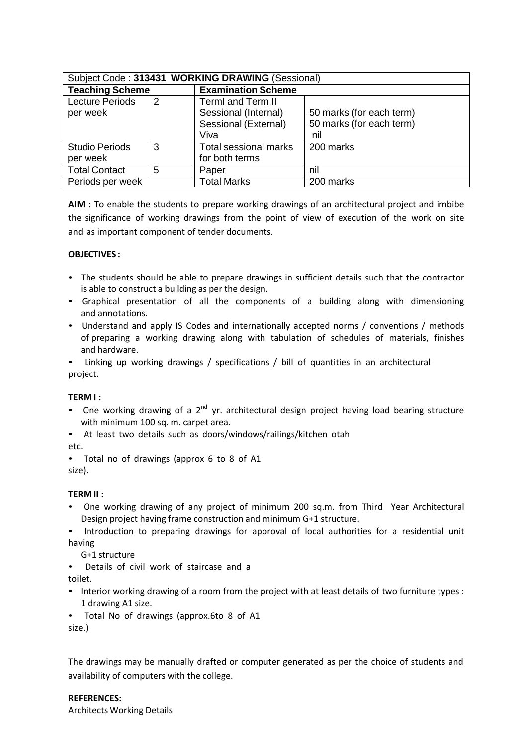| Subject Code : **313431 WORKING DRAWING** (Sessional) | | | |
|---|---|---|---|
| **Teaching Scheme** | | **Examination Scheme** | |
| Lecture Periods per week | 2 | TermI and Term II<br>Sessional (Internal)<br>Sessional (External)<br>Viva | <br>50 marks (for each term)<br>50 marks (for each term)<br>nil |
| Studio Periods per week | 3 | Total sessional marks for both terms | 200 marks |
| Total Contact | 5 | Paper | nil |
| Periods per week | | Total Marks | 200 marks |

**AIM :** To enable the students to prepare working drawings of an architectural project and imbibe the significance of working drawings from the point of view of execution of the work on site and as important component of tender documents.

**OBJECTIVES :**

- The students should be able to prepare drawings in sufficient details such that the contractor is able to construct a building as per the design.
- Graphical presentation of all the components of a building along with dimensioning and annotations.
- Understand and apply IS Codes and internationally accepted norms / conventions / methods of preparing a working drawing along with tabulation of schedules of materials, finishes and hardware.
- Linking up working drawings / specifications / bill of quantities in an architectural project.

**TERM I :**

- One working drawing of a 2nd yr. architectural design project having load bearing structure with minimum 100 sq. m. carpet area.
- At least two details such as doors/windows/railings/kitchen otah etc.
- Total no of drawings (approx 6 to 8 of A1 size).

**TERM II :**

- One working drawing of any project of minimum 200 sq.m. from Third Year Architectural Design project having frame construction and minimum G+1 structure.
- Introduction to preparing drawings for approval of local authorities for a residential unit having G+1 structure
- Details of civil work of staircase and a toilet.
- Interior working drawing of a room from the project with at least details of two furniture types : 1 drawing A1 size.
- Total No of drawings (approx.6to 8 of A1 size.)

The drawings may be manually drafted or computer generated as per the choice of students and availability of computers with the college.

**REFERENCES:**

Architects Working Details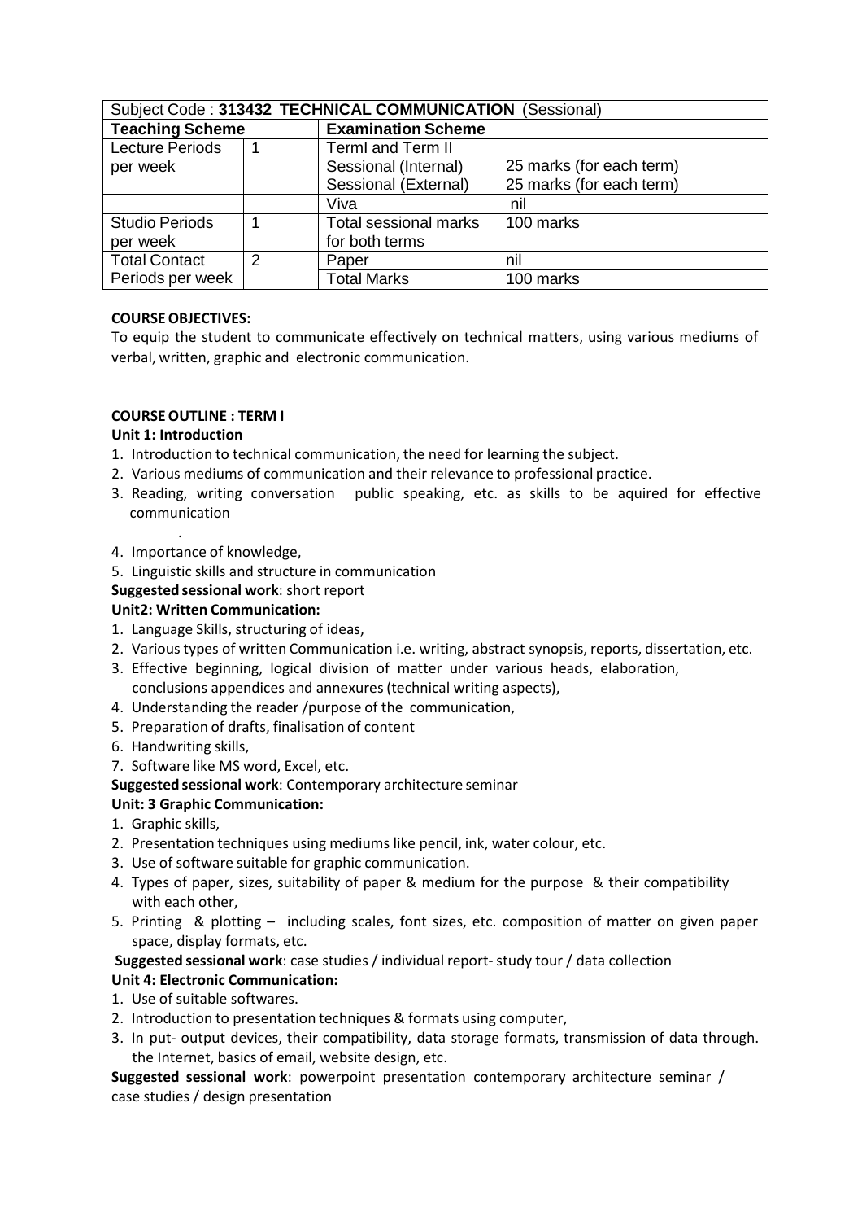| Subject Code : **313432 TECHNICAL COMMUNICATION** (Sessional) | | | |
|---|---|---|---|
| **Teaching Scheme** | | **Examination Scheme** | |
| Lecture Periods per week | 1 | TermI and Term II<br>Sessional (Internal)<br>Sessional (External) | 25 marks (for each term)<br>25 marks (for each term) |
| | | Viva | nil |
| Studio Periods per week | 1 | Total sessional marks for both terms | 100 marks |
| Total Contact Periods per week | 2 | Paper | nil |
| | | Total Marks | 100 marks |

**COURSE OBJECTIVES:**

To equip the student to communicate effectively on technical matters, using various mediums of verbal, written, graphic and electronic communication.

**COURSE OUTLINE : TERM I**

**Unit 1: Introduction**

1. Introduction to technical communication, the need for learning the subject.
2. Various mediums of communication and their relevance to professional practice.
3. Reading, writing conversation public speaking, etc. as skills to be aquired for effective communication
4. Importance of knowledge,
5. Linguistic skills and structure in communication

**Suggested sessional work**: short report

**Unit2: Written Communication:**

1. Language Skills, structuring of ideas,
2. Various types of written Communication i.e. writing, abstract synopsis, reports, dissertation, etc.
3. Effective beginning, logical division of matter under various heads, elaboration, conclusions appendices and annexures (technical writing aspects),
4. Understanding the reader /purpose of the communication,
5. Preparation of drafts, finalisation of content
6. Handwriting skills,
7. Software like MS word, Excel, etc.

**Suggested sessional work**: Contemporary architecture seminar

**Unit: 3 Graphic Communication:**

1. Graphic skills,
2. Presentation techniques using mediums like pencil, ink, water colour, etc.
3. Use of software suitable for graphic communication.
4. Types of paper, sizes, suitability of paper & medium for the purpose & their compatibility with each other,
5. Printing & plotting – including scales, font sizes, etc. composition of matter on given paper space, display formats, etc.

**Suggested sessional work**: case studies / individual report- study tour / data collection

**Unit 4: Electronic Communication:**

1. Use of suitable softwares.
2. Introduction to presentation techniques & formats using computer,
3. In put- output devices, their compatibility, data storage formats, transmission of data through. the Internet, basics of email, website design, etc.

**Suggested sessional work**: powerpoint presentation contemporary architecture seminar / case studies / design presentation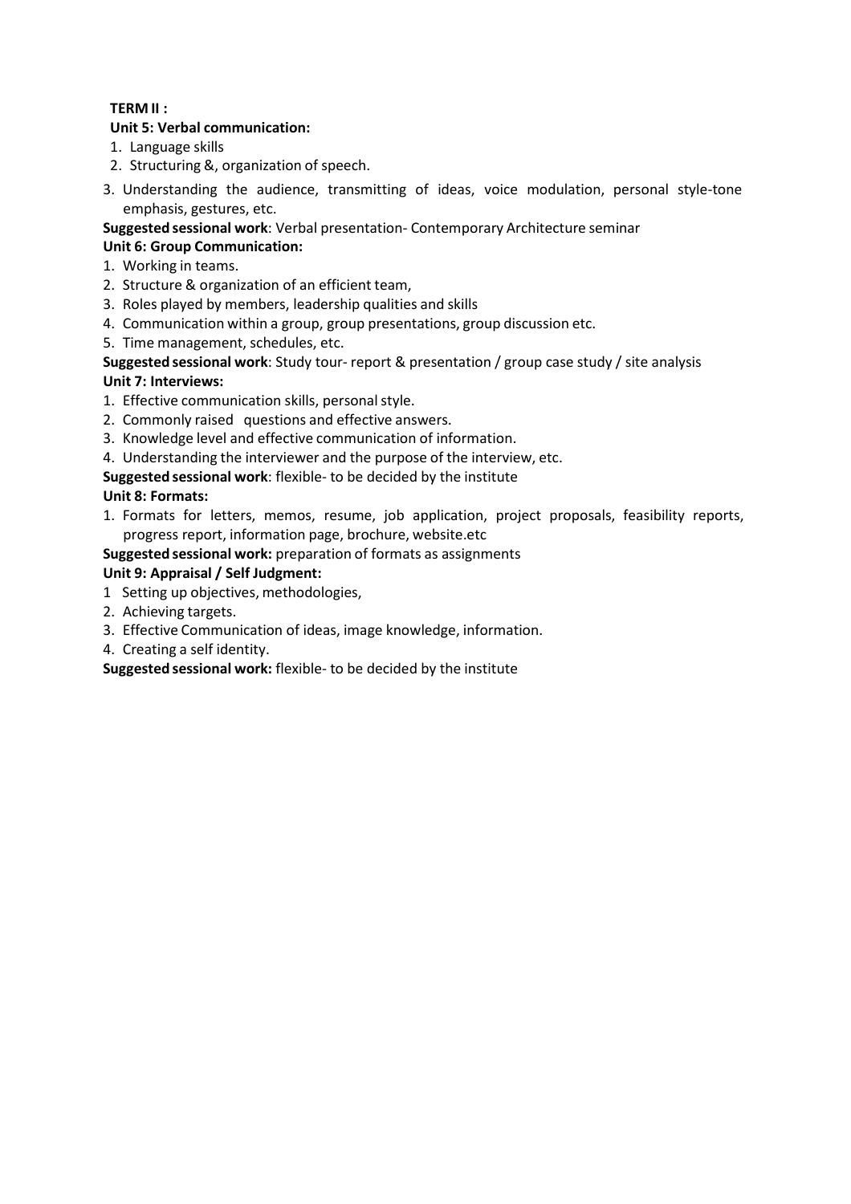**TERM II :**

**Unit 5: Verbal communication:**

1. Language skills
2. Structuring &, organization of speech.
3. Understanding the audience, transmitting of ideas, voice modulation, personal style-tone emphasis, gestures, etc.

**Suggested sessional work**: Verbal presentation- Contemporary Architecture seminar

**Unit 6: Group Communication:**

1. Working in teams.
2. Structure & organization of an efficient team,
3. Roles played by members, leadership qualities and skills
4. Communication within a group, group presentations, group discussion etc.
5. Time management, schedules, etc.

**Suggested sessional work**: Study tour- report & presentation / group case study / site analysis

**Unit 7: Interviews:**

1. Effective communication skills, personal style.
2. Commonly raised questions and effective answers.
3. Knowledge level and effective communication of information.
4. Understanding the interviewer and the purpose of the interview, etc.

**Suggested sessional work**: flexible- to be decided by the institute

**Unit 8: Formats:**

1. Formats for letters, memos, resume, job application, project proposals, feasibility reports, progress report, information page, brochure, website.etc

**Suggested sessional work:** preparation of formats as assignments

**Unit 9: Appraisal / Self Judgment:**

1. Setting up objectives, methodologies,
2. Achieving targets.
3. Effective Communication of ideas, image knowledge, information.
4. Creating a self identity.

**Suggested sessional work:** flexible- to be decided by the institute